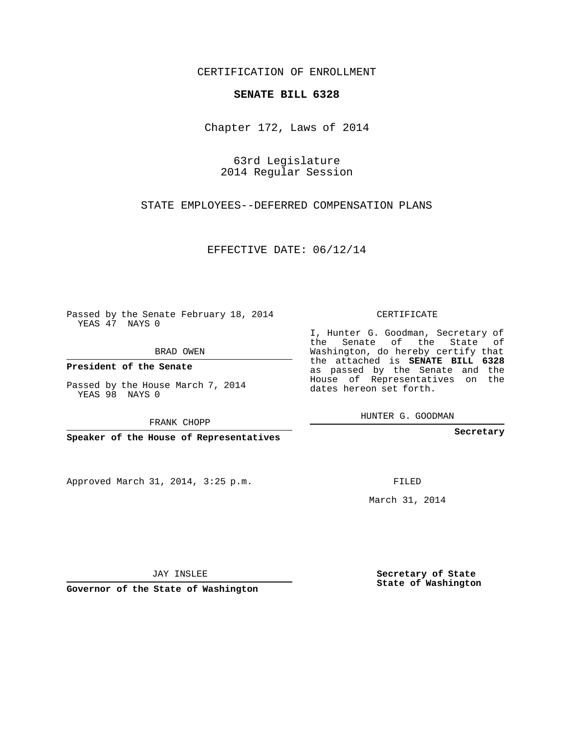CERTIFICATION OF ENROLLMENT

**SENATE BILL 6328**

Chapter 172, Laws of 2014

63rd Legislature
2014 Regular Session

STATE EMPLOYEES--DEFERRED COMPENSATION PLANS

EFFECTIVE DATE: 06/12/14

Passed by the Senate February 18, 2014
YEAS 47 NAYS 0

BRAD OWEN

**President of the Senate**

Passed by the House March 7, 2014
YEAS 98 NAYS 0

FRANK CHOPP

**Speaker of the House of Representatives**

CERTIFICATE

I, Hunter G. Goodman, Secretary of the Senate of the State of Washington, do hereby certify that the attached is **SENATE BILL 6328** as passed by the Senate and the House of Representatives on the dates hereon set forth.

HUNTER G. GOODMAN

**Secretary**

Approved March 31, 2014, 3:25 p.m.

FILED

March 31, 2014

JAY INSLEE

**Governor of the State of Washington**

**Secretary of State**
**State of Washington**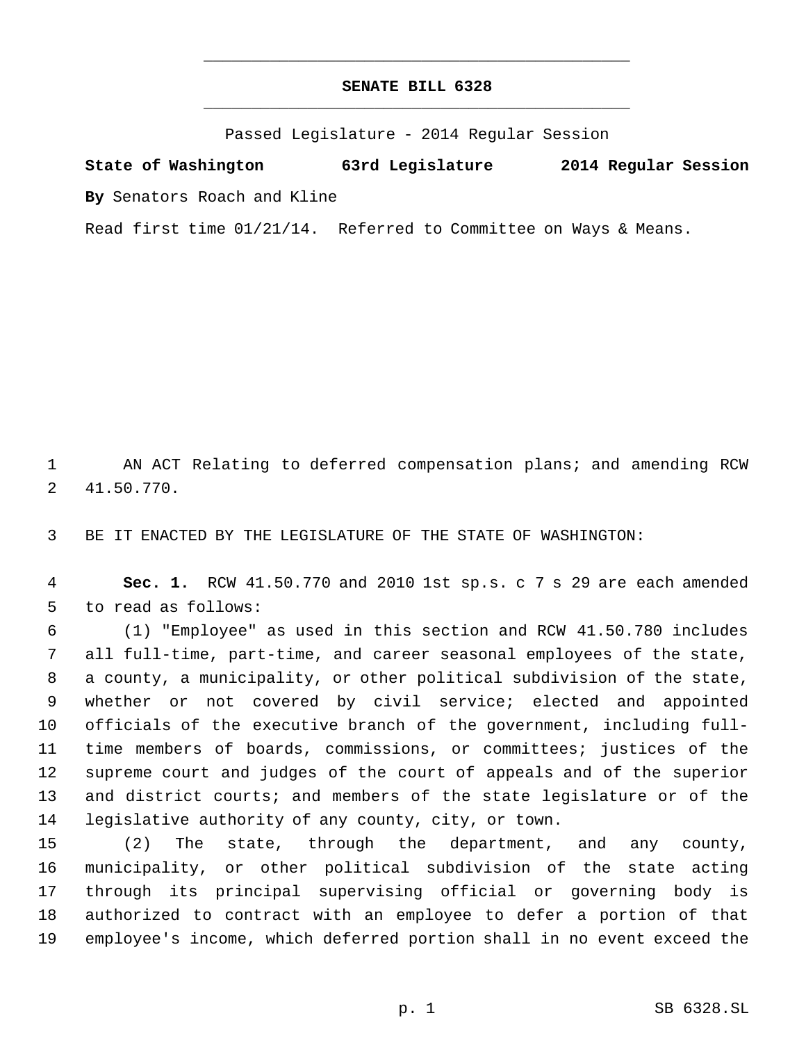# SENATE BILL 6328

Passed Legislature - 2014 Regular Session

**State of Washington 63rd Legislature 2014 Regular Session**

**By** Senators Roach and Kline

Read first time 01/21/14. Referred to Committee on Ways & Means.

AN ACT Relating to deferred compensation plans; and amending RCW 41.50.770.

BE IT ENACTED BY THE LEGISLATURE OF THE STATE OF WASHINGTON:

**Sec. 1.** RCW 41.50.770 and 2010 1st sp.s. c 7 s 29 are each amended to read as follows:

(1) "Employee" as used in this section and RCW 41.50.780 includes all full-time, part-time, and career seasonal employees of the state, a county, a municipality, or other political subdivision of the state, whether or not covered by civil service; elected and appointed officials of the executive branch of the government, including full-time members of boards, commissions, or committees; justices of the supreme court and judges of the court of appeals and of the superior and district courts; and members of the state legislature or of the legislative authority of any county, city, or town.

(2) The state, through the department, and any county, municipality, or other political subdivision of the state acting through its principal supervising official or governing body is authorized to contract with an employee to defer a portion of that employee's income, which deferred portion shall in no event exceed the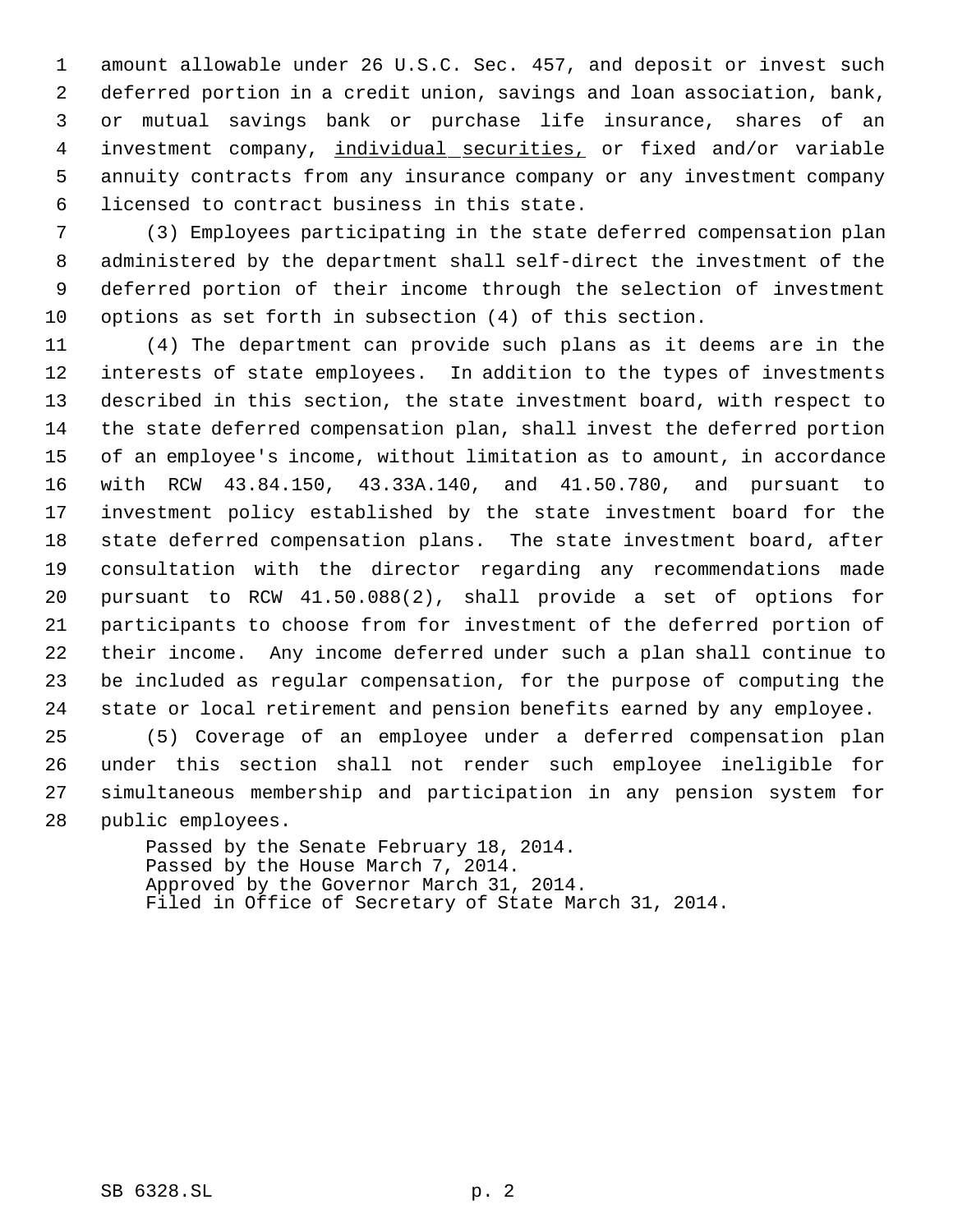amount allowable under 26 U.S.C. Sec. 457, and deposit or invest such deferred portion in a credit union, savings and loan association, bank, or mutual savings bank or purchase life insurance, shares of an investment company, <u>individual securities,</u> or fixed and/or variable annuity contracts from any insurance company or any investment company licensed to contract business in this state.

(3) Employees participating in the state deferred compensation plan administered by the department shall self-direct the investment of the deferred portion of their income through the selection of investment options as set forth in subsection (4) of this section.

(4) The department can provide such plans as it deems are in the interests of state employees. In addition to the types of investments described in this section, the state investment board, with respect to the state deferred compensation plan, shall invest the deferred portion of an employee's income, without limitation as to amount, in accordance with RCW 43.84.150, 43.33A.140, and 41.50.780, and pursuant to investment policy established by the state investment board for the state deferred compensation plans. The state investment board, after consultation with the director regarding any recommendations made pursuant to RCW 41.50.088(2), shall provide a set of options for participants to choose from for investment of the deferred portion of their income. Any income deferred under such a plan shall continue to be included as regular compensation, for the purpose of computing the state or local retirement and pension benefits earned by any employee.

(5) Coverage of an employee under a deferred compensation plan under this section shall not render such employee ineligible for simultaneous membership and participation in any pension system for public employees.

Passed by the Senate February 18, 2014.
Passed by the House March 7, 2014.
Approved by the Governor March 31, 2014.
Filed in Office of Secretary of State March 31, 2014.